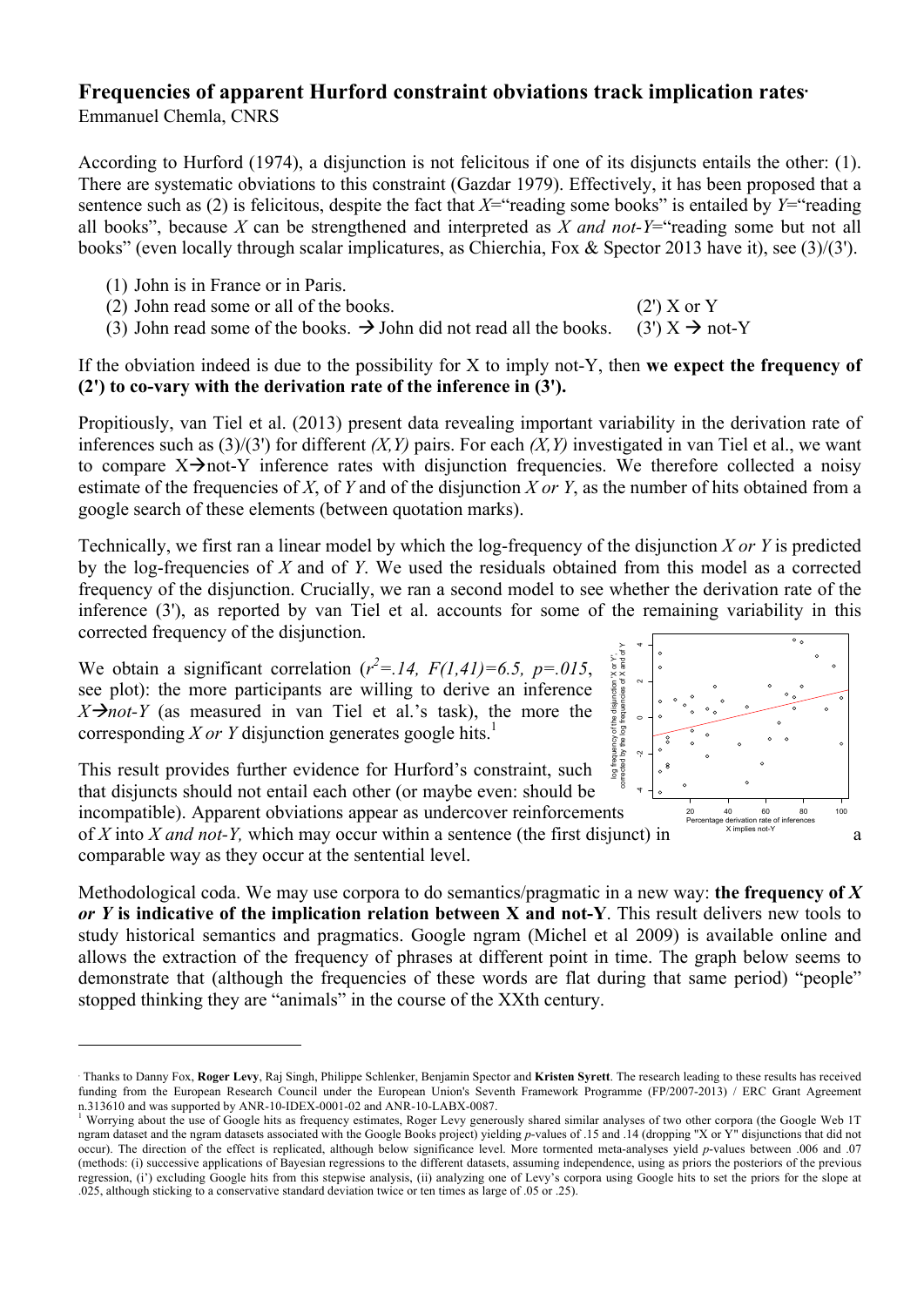# Frequencies of apparent Hurford constraint obviations track implication rates[·]

Emmanuel Chemla, CNRS

According to Hurford (1974), a disjunction is not felicitous if one of its disjuncts entails the other: (1). There are systematic obviations to this constraint (Gazdar 1979). Effectively, it has been proposed that a sentence such as (2) is felicitous, despite the fact that *X*="reading some books" is entailed by *Y*="reading all books", because *X* can be strengthened and interpreted as *X and not-Y*="reading some but not all books" (even locally through scalar implicatures, as Chierchia, Fox & Spector 2013 have it), see (3)/(3').

(1) John is in France or in Paris.
(2) John read some or all of the books. (2') X or Y
(3) John read some of the books. → John did not read all the books. (3') X → not-Y

If the obviation indeed is due to the possibility for X to imply not-Y, then **we expect the frequency of (2') to co-vary with the derivation rate of the inference in (3').**

Propitiously, van Tiel et al. (2013) present data revealing important variability in the derivation rate of inferences such as (3)/(3') for different *(X,Y)* pairs. For each *(X,Y)* investigated in van Tiel et al., we want to compare X→not-Y inference rates with disjunction frequencies. We therefore collected a noisy estimate of the frequencies of *X*, of *Y* and of the disjunction *X or Y*, as the number of hits obtained from a google search of these elements (between quotation marks).

Technically, we first ran a linear model by which the log-frequency of the disjunction *X or Y* is predicted by the log-frequencies of *X* and of *Y*. We used the residuals obtained from this model as a corrected frequency of the disjunction. Crucially, we ran a second model to see whether the derivation rate of the inference (3'), as reported by van Tiel et al. accounts for some of the remaining variability in this corrected frequency of the disjunction.

We obtain a significant correlation ($r^2$=*.14, F(1,41)=6.5, p=.015*, see plot): the more participants are willing to derive an inference *X→not-Y* (as measured in van Tiel et al.'s task), the more the corresponding *X or Y* disjunction generates google hits.[1]

This result provides further evidence for Hurford's constraint, such that disjuncts should not entail each other (or maybe even: should be incompatible). Apparent obviations appear as undercover reinforcements of *X* into *X and not-Y,* which may occur within a sentence (the first disjunct) in a comparable way as they occur at the sentential level.

Methodological coda. We may use corpora to do semantics/pragmatic in a new way: **the frequency of *X or Y* is indicative of the implication relation between X and not-Y**. This result delivers new tools to study historical semantics and pragmatics. Google ngram (Michel et al 2009) is available online and allows the extraction of the frequency of phrases at different point in time. The graph below seems to demonstrate that (although the frequencies of these words are flat during that same period) "people" stopped thinking they are "animals" in the course of the XXth century.

---

[·] Thanks to Danny Fox, **Roger Levy**, Raj Singh, Philippe Schlenker, Benjamin Spector and **Kristen Syrett**. The research leading to these results has received funding from the European Research Council under the European Union's Seventh Framework Programme (FP/2007-2013) / ERC Grant Agreement n.313610 and was supported by ANR-10-IDEX-0001-02 and ANR-10-LABX-0087.

[1] Worrying about the use of Google hits as frequency estimates, Roger Levy generously shared similar analyses of two other corpora (the Google Web 1T ngram dataset and the ngram datasets associated with the Google Books project) yielding *p*-values of .15 and .14 (dropping "X or Y" disjunctions that did not occur). The direction of the effect is replicated, although below significance level. More tormented meta-analyses yield *p*-values between .006 and .07 (methods: (i) successive applications of Bayesian regressions to the different datasets, assuming independence, using as priors the posteriors of the previous regression, (i') excluding Google hits from this stepwise analysis, (ii) analyzing one of Levy's corpora using Google hits to set the priors for the slope at .025, although sticking to a conservative standard deviation twice or ten times as large of .05 or .25).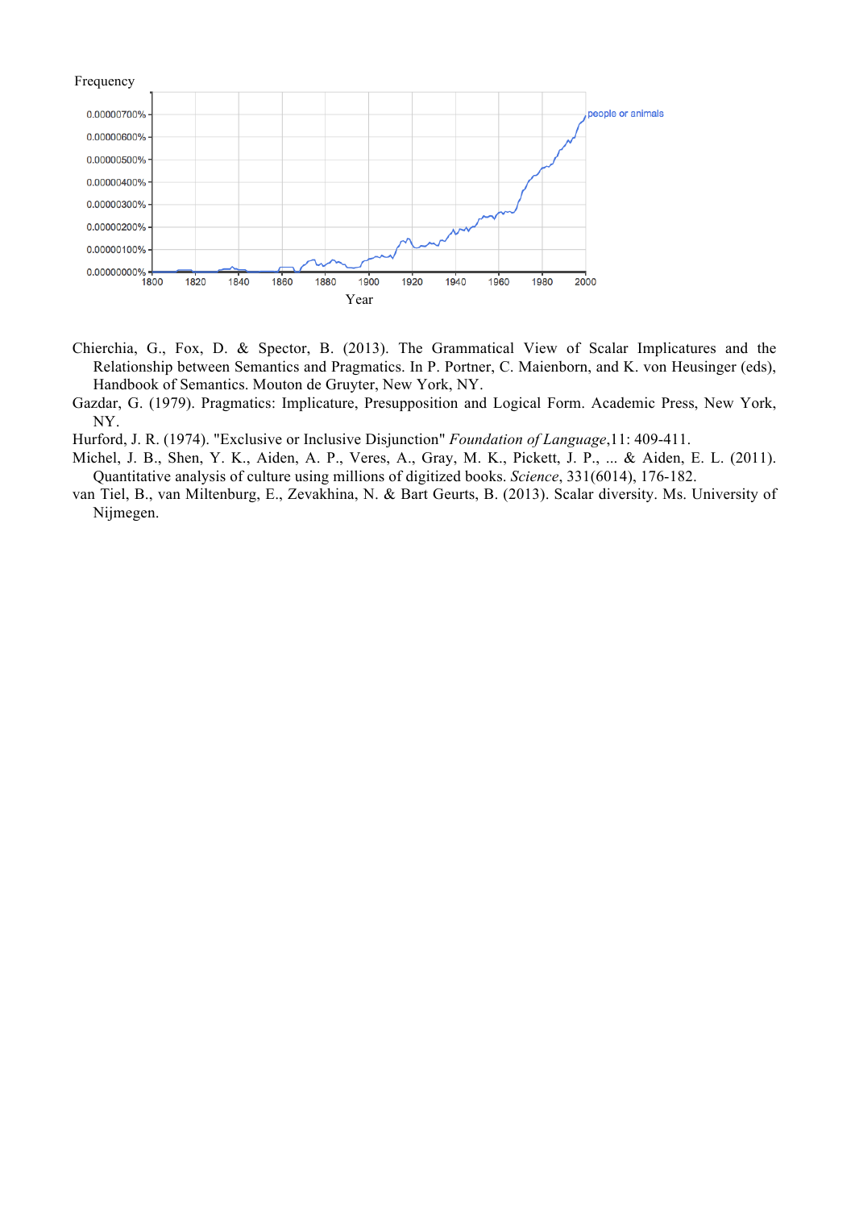Frequency

0.00000700%
0.00000600%
0.00000500%
0.00000400%
0.00000300%
0.00000200%
0.00000100%
0.00000000%

1800 1820 1840 1860 1880 1900 1920 1940 1960 1980 2000

Year

people or animals

Chierchia, G., Fox, D. & Spector, B. (2013). The Grammatical View of Scalar Implicatures and the Relationship between Semantics and Pragmatics. In P. Portner, C. Maienborn, and K. von Heusinger (eds), Handbook of Semantics. Mouton de Gruyter, New York, NY.

Gazdar, G. (1979). Pragmatics: Implicature, Presupposition and Logical Form. Academic Press, New York, NY.

Hurford, J. R. (1974). "Exclusive or Inclusive Disjunction" *Foundation of Language*,11: 409-411.

Michel, J. B., Shen, Y. K., Aiden, A. P., Veres, A., Gray, M. K., Pickett, J. P., ... & Aiden, E. L. (2011). Quantitative analysis of culture using millions of digitized books. *Science*, 331(6014), 176-182.

van Tiel, B., van Miltenburg, E., Zevakhina, N. & Bart Geurts, B. (2013). Scalar diversity. Ms. University of Nijmegen.